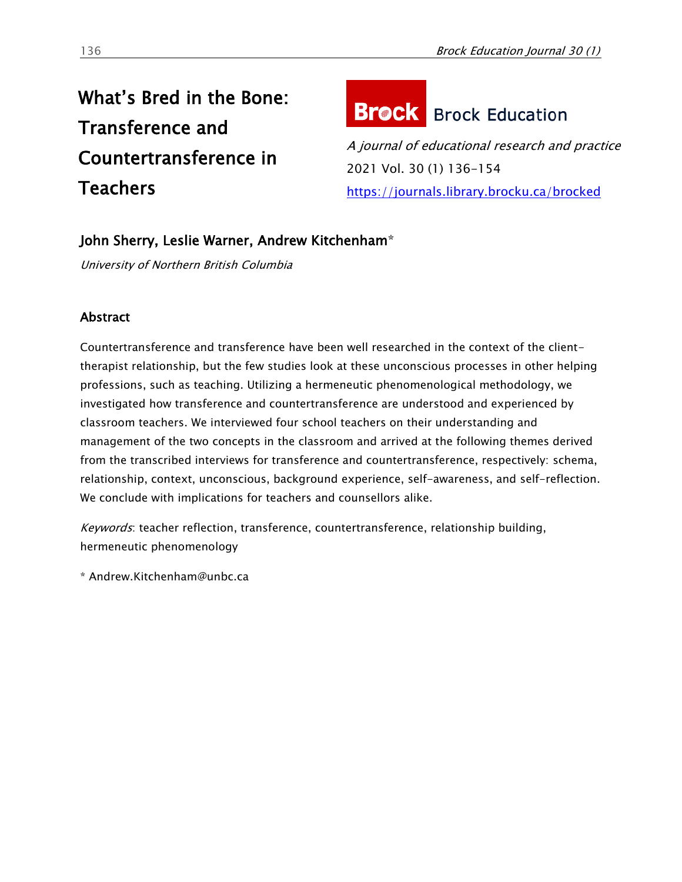# What's Bred in the Bone: Transference and Countertransference in Teachers

Brock Education

*A journal of educational research and practice*

2021 Vol. 30 (1) 136-154

https://journals.library.brocku.ca/brocked

## John Sherry, Leslie Warner, Andrew Kitchenham*

*University of Northern British Columbia*

## Abstract

Countertransference and transference have been well researched in the context of the client-therapist relationship, but the few studies look at these unconscious processes in other helping professions, such as teaching. Utilizing a hermeneutic phenomenological methodology, we investigated how transference and countertransference are understood and experienced by classroom teachers. We interviewed four school teachers on their understanding and management of the two concepts in the classroom and arrived at the following themes derived from the transcribed interviews for transference and countertransference, respectively: schema, relationship, context, unconscious, background experience, self-awareness, and self-reflection. We conclude with implications for teachers and counsellors alike.

*Keywords*: teacher reflection, transference, countertransference, relationship building, hermeneutic phenomenology

* Andrew.Kitchenham@unbc.ca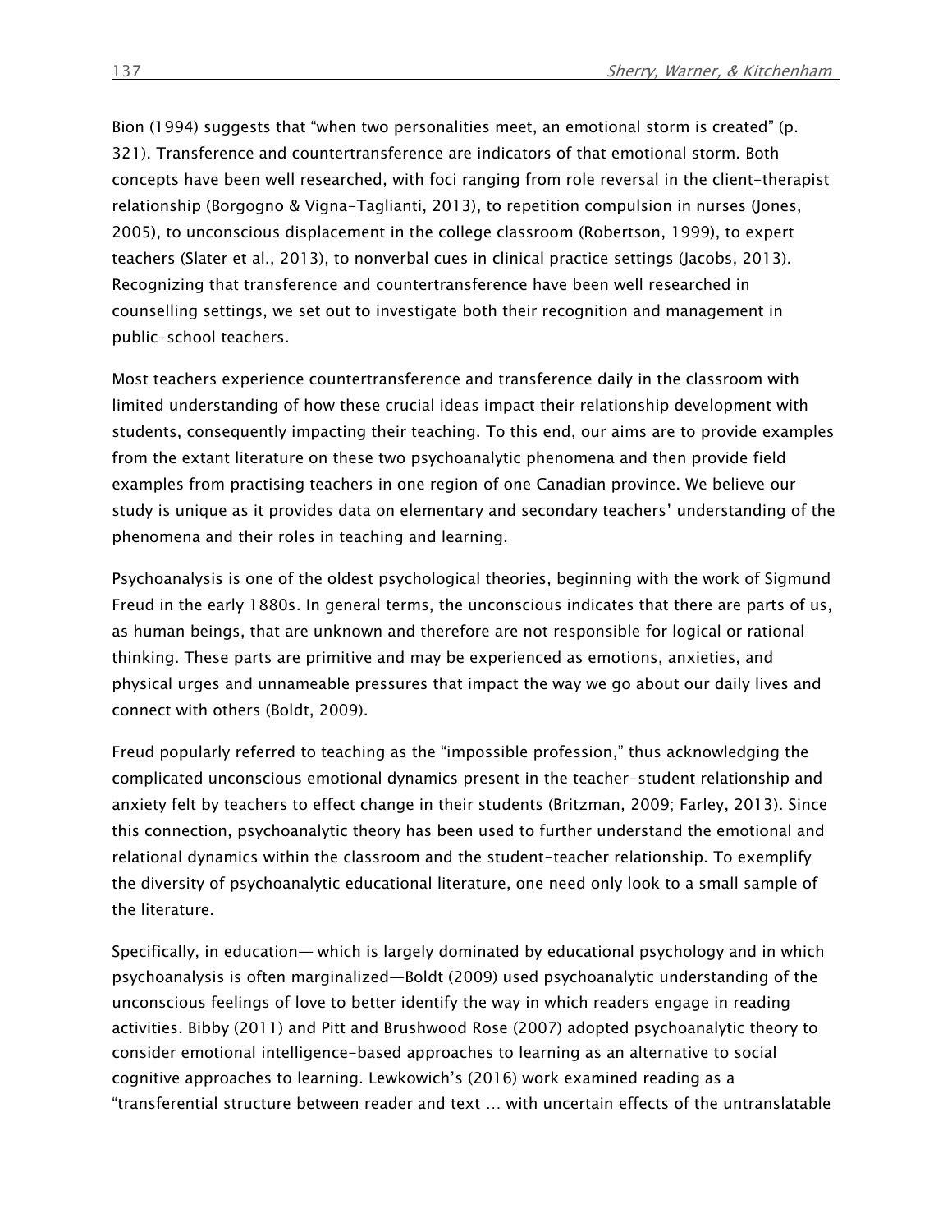Bion (1994) suggests that "when two personalities meet, an emotional storm is created" (p. 321). Transference and countertransference are indicators of that emotional storm. Both concepts have been well researched, with foci ranging from role reversal in the client-therapist relationship (Borgogno & Vigna-Taglianti, 2013), to repetition compulsion in nurses (Jones, 2005), to unconscious displacement in the college classroom (Robertson, 1999), to expert teachers (Slater et al., 2013), to nonverbal cues in clinical practice settings (Jacobs, 2013). Recognizing that transference and countertransference have been well researched in counselling settings, we set out to investigate both their recognition and management in public-school teachers.

Most teachers experience countertransference and transference daily in the classroom with limited understanding of how these crucial ideas impact their relationship development with students, consequently impacting their teaching. To this end, our aims are to provide examples from the extant literature on these two psychoanalytic phenomena and then provide field examples from practising teachers in one region of one Canadian province. We believe our study is unique as it provides data on elementary and secondary teachers' understanding of the phenomena and their roles in teaching and learning.

Psychoanalysis is one of the oldest psychological theories, beginning with the work of Sigmund Freud in the early 1880s. In general terms, the unconscious indicates that there are parts of us, as human beings, that are unknown and therefore are not responsible for logical or rational thinking. These parts are primitive and may be experienced as emotions, anxieties, and physical urges and unnameable pressures that impact the way we go about our daily lives and connect with others (Boldt, 2009).

Freud popularly referred to teaching as the "impossible profession," thus acknowledging the complicated unconscious emotional dynamics present in the teacher-student relationship and anxiety felt by teachers to effect change in their students (Britzman, 2009; Farley, 2013). Since this connection, psychoanalytic theory has been used to further understand the emotional and relational dynamics within the classroom and the student-teacher relationship. To exemplify the diversity of psychoanalytic educational literature, one need only look to a small sample of the literature.

Specifically, in education— which is largely dominated by educational psychology and in which psychoanalysis is often marginalized—Boldt (2009) used psychoanalytic understanding of the unconscious feelings of love to better identify the way in which readers engage in reading activities. Bibby (2011) and Pitt and Brushwood Rose (2007) adopted psychoanalytic theory to consider emotional intelligence-based approaches to learning as an alternative to social cognitive approaches to learning. Lewkowich's (2016) work examined reading as a "transferential structure between reader and text … with uncertain effects of the untranslatable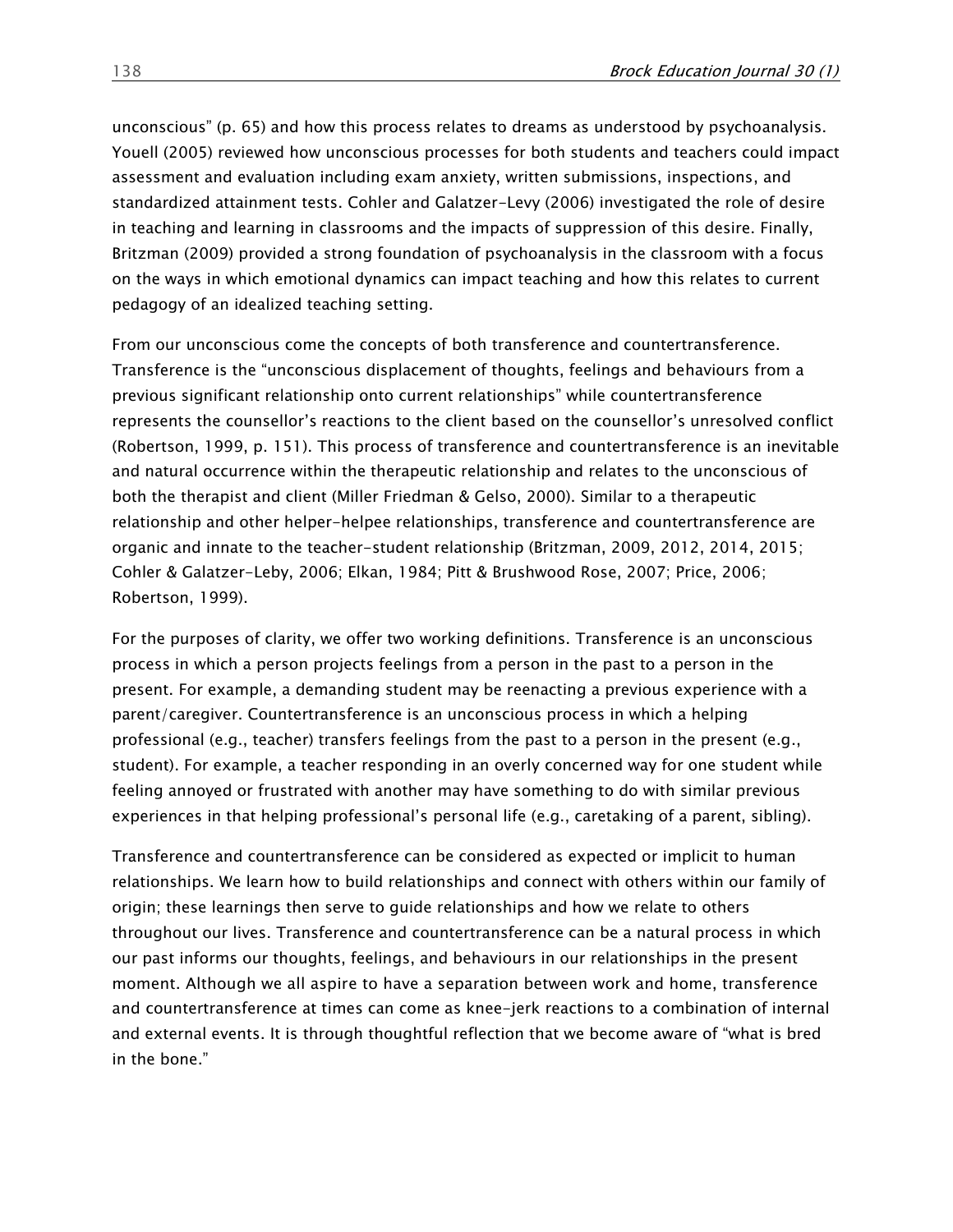unconscious" (p. 65) and how this process relates to dreams as understood by psychoanalysis. Youell (2005) reviewed how unconscious processes for both students and teachers could impact assessment and evaluation including exam anxiety, written submissions, inspections, and standardized attainment tests. Cohler and Galatzer-Levy (2006) investigated the role of desire in teaching and learning in classrooms and the impacts of suppression of this desire. Finally, Britzman (2009) provided a strong foundation of psychoanalysis in the classroom with a focus on the ways in which emotional dynamics can impact teaching and how this relates to current pedagogy of an idealized teaching setting.

From our unconscious come the concepts of both transference and countertransference. Transference is the "unconscious displacement of thoughts, feelings and behaviours from a previous significant relationship onto current relationships" while countertransference represents the counsellor's reactions to the client based on the counsellor's unresolved conflict (Robertson, 1999, p. 151). This process of transference and countertransference is an inevitable and natural occurrence within the therapeutic relationship and relates to the unconscious of both the therapist and client (Miller Friedman & Gelso, 2000). Similar to a therapeutic relationship and other helper-helpee relationships, transference and countertransference are organic and innate to the teacher-student relationship (Britzman, 2009, 2012, 2014, 2015; Cohler & Galatzer-Leby, 2006; Elkan, 1984; Pitt & Brushwood Rose, 2007; Price, 2006; Robertson, 1999).

For the purposes of clarity, we offer two working definitions. Transference is an unconscious process in which a person projects feelings from a person in the past to a person in the present. For example, a demanding student may be reenacting a previous experience with a parent/caregiver. Countertransference is an unconscious process in which a helping professional (e.g., teacher) transfers feelings from the past to a person in the present (e.g., student). For example, a teacher responding in an overly concerned way for one student while feeling annoyed or frustrated with another may have something to do with similar previous experiences in that helping professional's personal life (e.g., caretaking of a parent, sibling).

Transference and countertransference can be considered as expected or implicit to human relationships. We learn how to build relationships and connect with others within our family of origin; these learnings then serve to guide relationships and how we relate to others throughout our lives. Transference and countertransference can be a natural process in which our past informs our thoughts, feelings, and behaviours in our relationships in the present moment. Although we all aspire to have a separation between work and home, transference and countertransference at times can come as knee-jerk reactions to a combination of internal and external events. It is through thoughtful reflection that we become aware of "what is bred in the bone."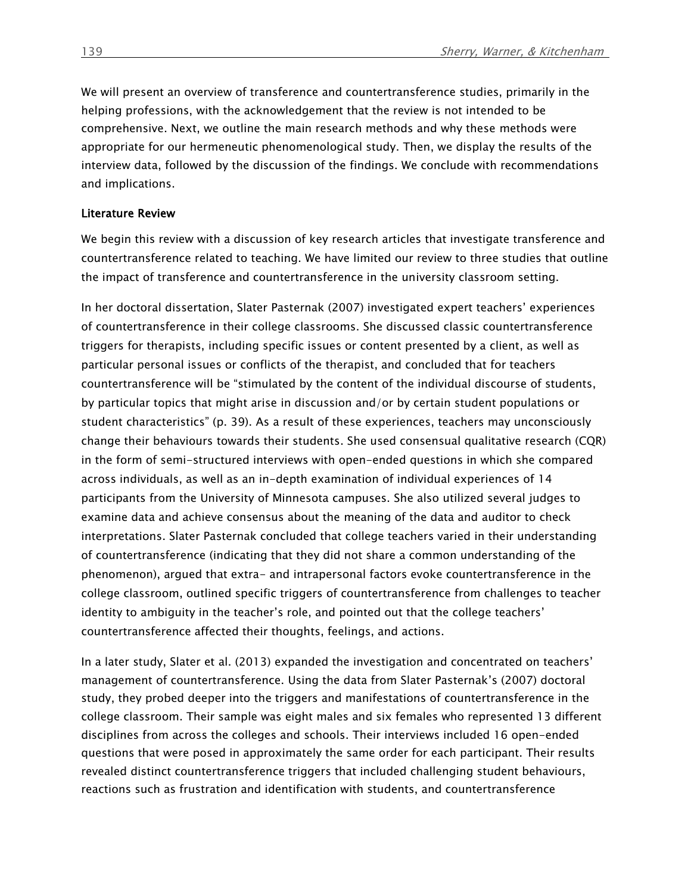We will present an overview of transference and countertransference studies, primarily in the helping professions, with the acknowledgement that the review is not intended to be comprehensive. Next, we outline the main research methods and why these methods were appropriate for our hermeneutic phenomenological study. Then, we display the results of the interview data, followed by the discussion of the findings. We conclude with recommendations and implications.

## Literature Review

We begin this review with a discussion of key research articles that investigate transference and countertransference related to teaching. We have limited our review to three studies that outline the impact of transference and countertransference in the university classroom setting.

In her doctoral dissertation, Slater Pasternak (2007) investigated expert teachers' experiences of countertransference in their college classrooms. She discussed classic countertransference triggers for therapists, including specific issues or content presented by a client, as well as particular personal issues or conflicts of the therapist, and concluded that for teachers countertransference will be "stimulated by the content of the individual discourse of students, by particular topics that might arise in discussion and/or by certain student populations or student characteristics" (p. 39). As a result of these experiences, teachers may unconsciously change their behaviours towards their students. She used consensual qualitative research (CQR) in the form of semi-structured interviews with open-ended questions in which she compared across individuals, as well as an in-depth examination of individual experiences of 14 participants from the University of Minnesota campuses. She also utilized several judges to examine data and achieve consensus about the meaning of the data and auditor to check interpretations. Slater Pasternak concluded that college teachers varied in their understanding of countertransference (indicating that they did not share a common understanding of the phenomenon), argued that extra- and intrapersonal factors evoke countertransference in the college classroom, outlined specific triggers of countertransference from challenges to teacher identity to ambiguity in the teacher's role, and pointed out that the college teachers' countertransference affected their thoughts, feelings, and actions.

In a later study, Slater et al. (2013) expanded the investigation and concentrated on teachers' management of countertransference. Using the data from Slater Pasternak's (2007) doctoral study, they probed deeper into the triggers and manifestations of countertransference in the college classroom. Their sample was eight males and six females who represented 13 different disciplines from across the colleges and schools. Their interviews included 16 open-ended questions that were posed in approximately the same order for each participant. Their results revealed distinct countertransference triggers that included challenging student behaviours, reactions such as frustration and identification with students, and countertransference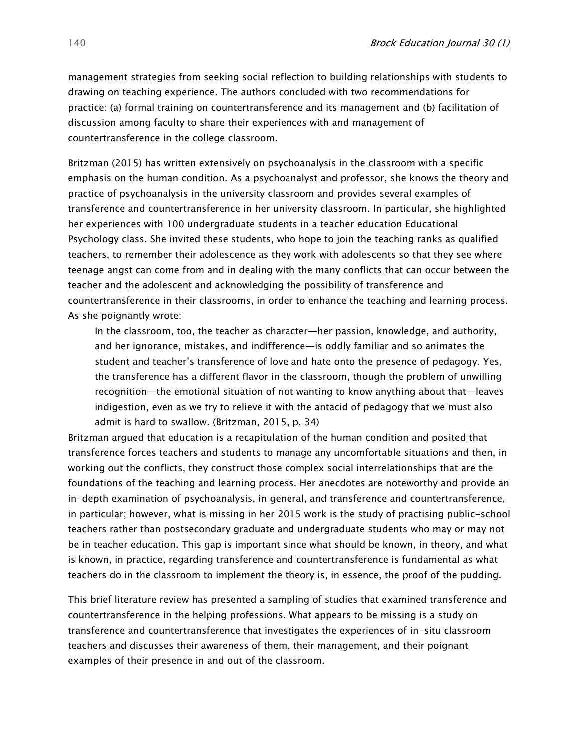management strategies from seeking social reflection to building relationships with students to drawing on teaching experience. The authors concluded with two recommendations for practice: (a) formal training on countertransference and its management and (b) facilitation of discussion among faculty to share their experiences with and management of countertransference in the college classroom.

Britzman (2015) has written extensively on psychoanalysis in the classroom with a specific emphasis on the human condition. As a psychoanalyst and professor, she knows the theory and practice of psychoanalysis in the university classroom and provides several examples of transference and countertransference in her university classroom. In particular, she highlighted her experiences with 100 undergraduate students in a teacher education Educational Psychology class. She invited these students, who hope to join the teaching ranks as qualified teachers, to remember their adolescence as they work with adolescents so that they see where teenage angst can come from and in dealing with the many conflicts that can occur between the teacher and the adolescent and acknowledging the possibility of transference and countertransference in their classrooms, in order to enhance the teaching and learning process. As she poignantly wrote:

> In the classroom, too, the teacher as character—her passion, knowledge, and authority, and her ignorance, mistakes, and indifference—is oddly familiar and so animates the student and teacher's transference of love and hate onto the presence of pedagogy. Yes, the transference has a different flavor in the classroom, though the problem of unwilling recognition—the emotional situation of not wanting to know anything about that—leaves indigestion, even as we try to relieve it with the antacid of pedagogy that we must also admit is hard to swallow. (Britzman, 2015, p. 34)

Britzman argued that education is a recapitulation of the human condition and posited that transference forces teachers and students to manage any uncomfortable situations and then, in working out the conflicts, they construct those complex social interrelationships that are the foundations of the teaching and learning process. Her anecdotes are noteworthy and provide an in-depth examination of psychoanalysis, in general, and transference and countertransference, in particular; however, what is missing in her 2015 work is the study of practising public-school teachers rather than postsecondary graduate and undergraduate students who may or may not be in teacher education. This gap is important since what should be known, in theory, and what is known, in practice, regarding transference and countertransference is fundamental as what teachers do in the classroom to implement the theory is, in essence, the proof of the pudding.

This brief literature review has presented a sampling of studies that examined transference and countertransference in the helping professions. What appears to be missing is a study on transference and countertransference that investigates the experiences of in-situ classroom teachers and discusses their awareness of them, their management, and their poignant examples of their presence in and out of the classroom.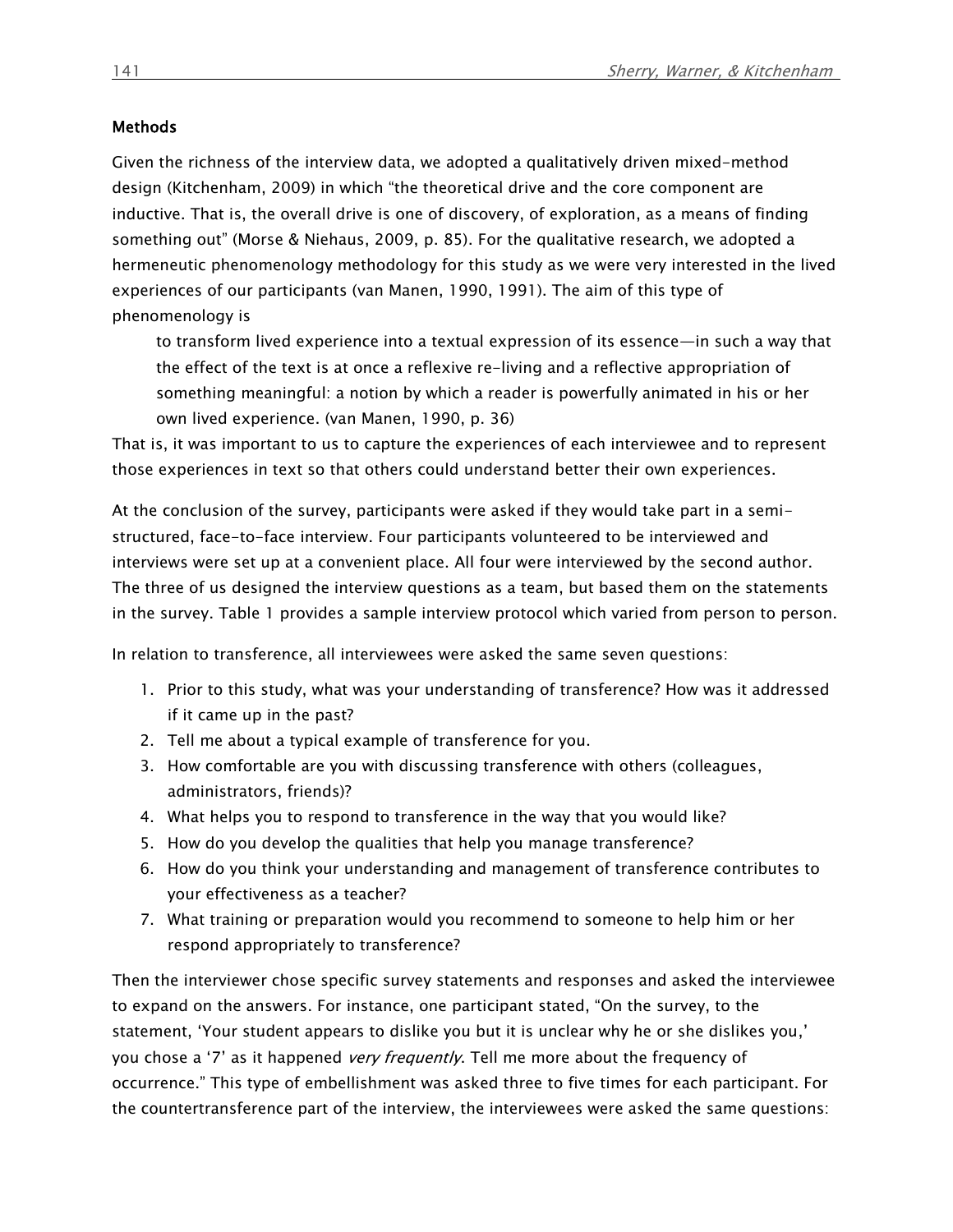## Methods

Given the richness of the interview data, we adopted a qualitatively driven mixed-method design (Kitchenham, 2009) in which "the theoretical drive and the core component are inductive. That is, the overall drive is one of discovery, of exploration, as a means of finding something out" (Morse & Niehaus, 2009, p. 85). For the qualitative research, we adopted a hermeneutic phenomenology methodology for this study as we were very interested in the lived experiences of our participants (van Manen, 1990, 1991). The aim of this type of phenomenology is

> to transform lived experience into a textual expression of its essence—in such a way that the effect of the text is at once a reflexive re-living and a reflective appropriation of something meaningful: a notion by which a reader is powerfully animated in his or her own lived experience. (van Manen, 1990, p. 36)

That is, it was important to us to capture the experiences of each interviewee and to represent those experiences in text so that others could understand better their own experiences.

At the conclusion of the survey, participants were asked if they would take part in a semi-structured, face-to-face interview. Four participants volunteered to be interviewed and interviews were set up at a convenient place. All four were interviewed by the second author. The three of us designed the interview questions as a team, but based them on the statements in the survey. Table 1 provides a sample interview protocol which varied from person to person.

In relation to transference, all interviewees were asked the same seven questions:

1. Prior to this study, what was your understanding of transference? How was it addressed if it came up in the past?
2. Tell me about a typical example of transference for you.
3. How comfortable are you with discussing transference with others (colleagues, administrators, friends)?
4. What helps you to respond to transference in the way that you would like?
5. How do you develop the qualities that help you manage transference?
6. How do you think your understanding and management of transference contributes to your effectiveness as a teacher?
7. What training or preparation would you recommend to someone to help him or her respond appropriately to transference?

Then the interviewer chose specific survey statements and responses and asked the interviewee to expand on the answers. For instance, one participant stated, "On the survey, to the statement, 'Your student appears to dislike you but it is unclear why he or she dislikes you,' you chose a '7' as it happened *very frequently*. Tell me more about the frequency of occurrence." This type of embellishment was asked three to five times for each participant. For the countertransference part of the interview, the interviewees were asked the same questions: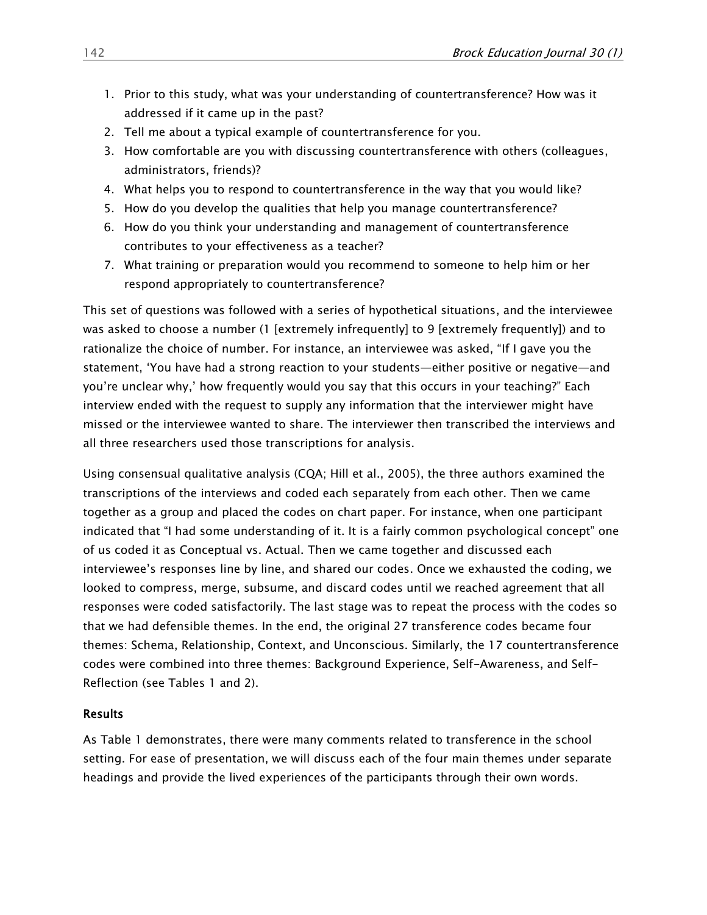1. Prior to this study, what was your understanding of countertransference? How was it addressed if it came up in the past?
2. Tell me about a typical example of countertransference for you.
3. How comfortable are you with discussing countertransference with others (colleagues, administrators, friends)?
4. What helps you to respond to countertransference in the way that you would like?
5. How do you develop the qualities that help you manage countertransference?
6. How do you think your understanding and management of countertransference contributes to your effectiveness as a teacher?
7. What training or preparation would you recommend to someone to help him or her respond appropriately to countertransference?

This set of questions was followed with a series of hypothetical situations, and the interviewee was asked to choose a number (1 [extremely infrequently] to 9 [extremely frequently]) and to rationalize the choice of number. For instance, an interviewee was asked, "If I gave you the statement, 'You have had a strong reaction to your students—either positive or negative—and you're unclear why,' how frequently would you say that this occurs in your teaching?" Each interview ended with the request to supply any information that the interviewer might have missed or the interviewee wanted to share. The interviewer then transcribed the interviews and all three researchers used those transcriptions for analysis.

Using consensual qualitative analysis (CQA; Hill et al., 2005), the three authors examined the transcriptions of the interviews and coded each separately from each other. Then we came together as a group and placed the codes on chart paper. For instance, when one participant indicated that "I had some understanding of it. It is a fairly common psychological concept" one of us coded it as Conceptual vs. Actual. Then we came together and discussed each interviewee's responses line by line, and shared our codes. Once we exhausted the coding, we looked to compress, merge, subsume, and discard codes until we reached agreement that all responses were coded satisfactorily. The last stage was to repeat the process with the codes so that we had defensible themes. In the end, the original 27 transference codes became four themes: Schema, Relationship, Context, and Unconscious. Similarly, the 17 countertransference codes were combined into three themes: Background Experience, Self-Awareness, and Self-Reflection (see Tables 1 and 2).

## Results

As Table 1 demonstrates, there were many comments related to transference in the school setting. For ease of presentation, we will discuss each of the four main themes under separate headings and provide the lived experiences of the participants through their own words.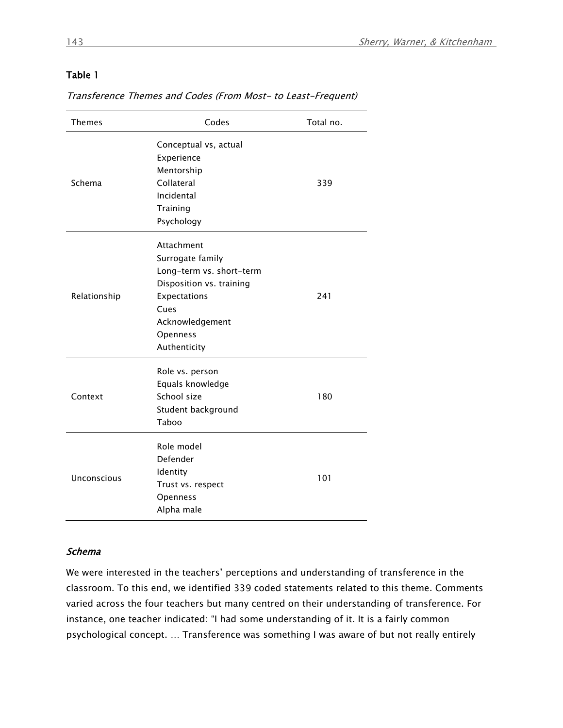**Table 1**

*Transference Themes and Codes (From Most- to Least-Frequent)*

| Themes | Codes | Total no. |
|---|---|---|
| Schema | Conceptual vs, actual<br>Experience<br>Mentorship<br>Collateral<br>Incidental<br>Training<br>Psychology | 339 |
| Relationship | Attachment<br>Surrogate family<br>Long-term vs. short-term<br>Disposition vs. training<br>Expectations<br>Cues<br>Acknowledgement<br>Openness<br>Authenticity | 241 |
| Context | Role vs. person<br>Equals knowledge<br>School size<br>Student background<br>Taboo | 180 |
| Unconscious | Role model<br>Defender<br>Identity<br>Trust vs. respect<br>Openness<br>Alpha male | 101 |

### *Schema*

We were interested in the teachers' perceptions and understanding of transference in the classroom. To this end, we identified 339 coded statements related to this theme. Comments varied across the four teachers but many centred on their understanding of transference. For instance, one teacher indicated: "I had some understanding of it. It is a fairly common psychological concept. … Transference was something I was aware of but not really entirely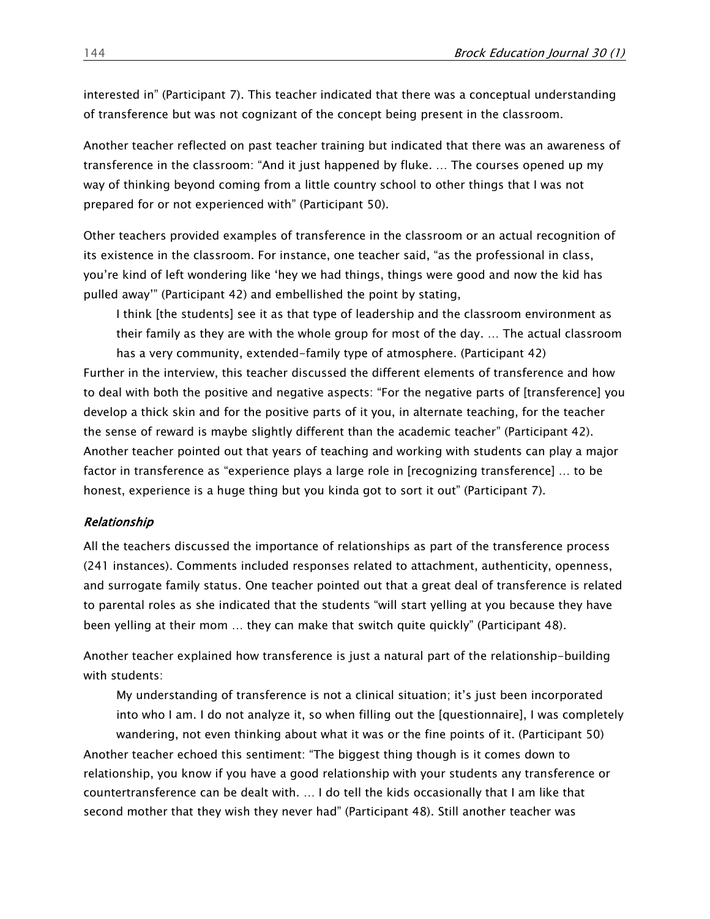interested in" (Participant 7). This teacher indicated that there was a conceptual understanding of transference but was not cognizant of the concept being present in the classroom.

Another teacher reflected on past teacher training but indicated that there was an awareness of transference in the classroom: "And it just happened by fluke. … The courses opened up my way of thinking beyond coming from a little country school to other things that I was not prepared for or not experienced with" (Participant 50).

Other teachers provided examples of transference in the classroom or an actual recognition of its existence in the classroom. For instance, one teacher said, "as the professional in class, you're kind of left wondering like 'hey we had things, things were good and now the kid has pulled away'" (Participant 42) and embellished the point by stating,

> I think [the students] see it as that type of leadership and the classroom environment as their family as they are with the whole group for most of the day. … The actual classroom has a very community, extended-family type of atmosphere. (Participant 42)

Further in the interview, this teacher discussed the different elements of transference and how to deal with both the positive and negative aspects: "For the negative parts of [transference] you develop a thick skin and for the positive parts of it you, in alternate teaching, for the teacher the sense of reward is maybe slightly different than the academic teacher" (Participant 42). Another teacher pointed out that years of teaching and working with students can play a major factor in transference as "experience plays a large role in [recognizing transference] … to be honest, experience is a huge thing but you kinda got to sort it out" (Participant 7).

### *Relationship*

All the teachers discussed the importance of relationships as part of the transference process (241 instances). Comments included responses related to attachment, authenticity, openness, and surrogate family status. One teacher pointed out that a great deal of transference is related to parental roles as she indicated that the students "will start yelling at you because they have been yelling at their mom … they can make that switch quite quickly" (Participant 48).

Another teacher explained how transference is just a natural part of the relationship-building with students:

> My understanding of transference is not a clinical situation; it's just been incorporated into who I am. I do not analyze it, so when filling out the [questionnaire], I was completely wandering, not even thinking about what it was or the fine points of it. (Participant 50)

Another teacher echoed this sentiment: "The biggest thing though is it comes down to relationship, you know if you have a good relationship with your students any transference or countertransference can be dealt with. … I do tell the kids occasionally that I am like that second mother that they wish they never had" (Participant 48). Still another teacher was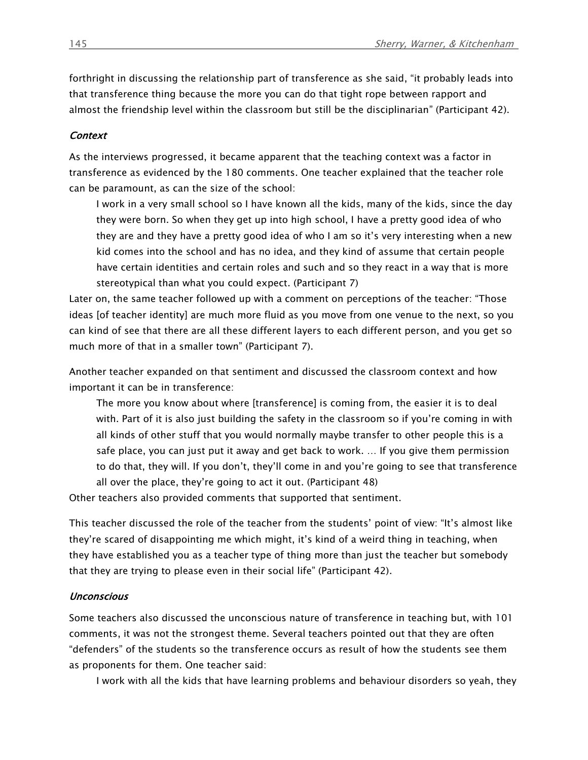forthright in discussing the relationship part of transference as she said, “it probably leads into that transference thing because the more you can do that tight rope between rapport and almost the friendship level within the classroom but still be the disciplinarian” (Participant 42).

### *Context*

As the interviews progressed, it became apparent that the teaching context was a factor in transference as evidenced by the 180 comments. One teacher explained that the teacher role can be paramount, as can the size of the school:

> I work in a very small school so I have known all the kids, many of the kids, since the day they were born. So when they get up into high school, I have a pretty good idea of who they are and they have a pretty good idea of who I am so it’s very interesting when a new kid comes into the school and has no idea, and they kind of assume that certain people have certain identities and certain roles and such and so they react in a way that is more stereotypical than what you could expect. (Participant 7)

Later on, the same teacher followed up with a comment on perceptions of the teacher: “Those ideas [of teacher identity] are much more fluid as you move from one venue to the next, so you can kind of see that there are all these different layers to each different person, and you get so much more of that in a smaller town” (Participant 7).

Another teacher expanded on that sentiment and discussed the classroom context and how important it can be in transference:

> The more you know about where [transference] is coming from, the easier it is to deal with. Part of it is also just building the safety in the classroom so if you’re coming in with all kinds of other stuff that you would normally maybe transfer to other people this is a safe place, you can just put it away and get back to work. … If you give them permission to do that, they will. If you don’t, they’ll come in and you’re going to see that transference all over the place, they’re going to act it out. (Participant 48)

Other teachers also provided comments that supported that sentiment.

This teacher discussed the role of the teacher from the students’ point of view: “It’s almost like they’re scared of disappointing me which might, it’s kind of a weird thing in teaching, when they have established you as a teacher type of thing more than just the teacher but somebody that they are trying to please even in their social life” (Participant 42).

### *Unconscious*

Some teachers also discussed the unconscious nature of transference in teaching but, with 101 comments, it was not the strongest theme. Several teachers pointed out that they are often “defenders” of the students so the transference occurs as result of how the students see them as proponents for them. One teacher said:

> I work with all the kids that have learning problems and behaviour disorders so yeah, they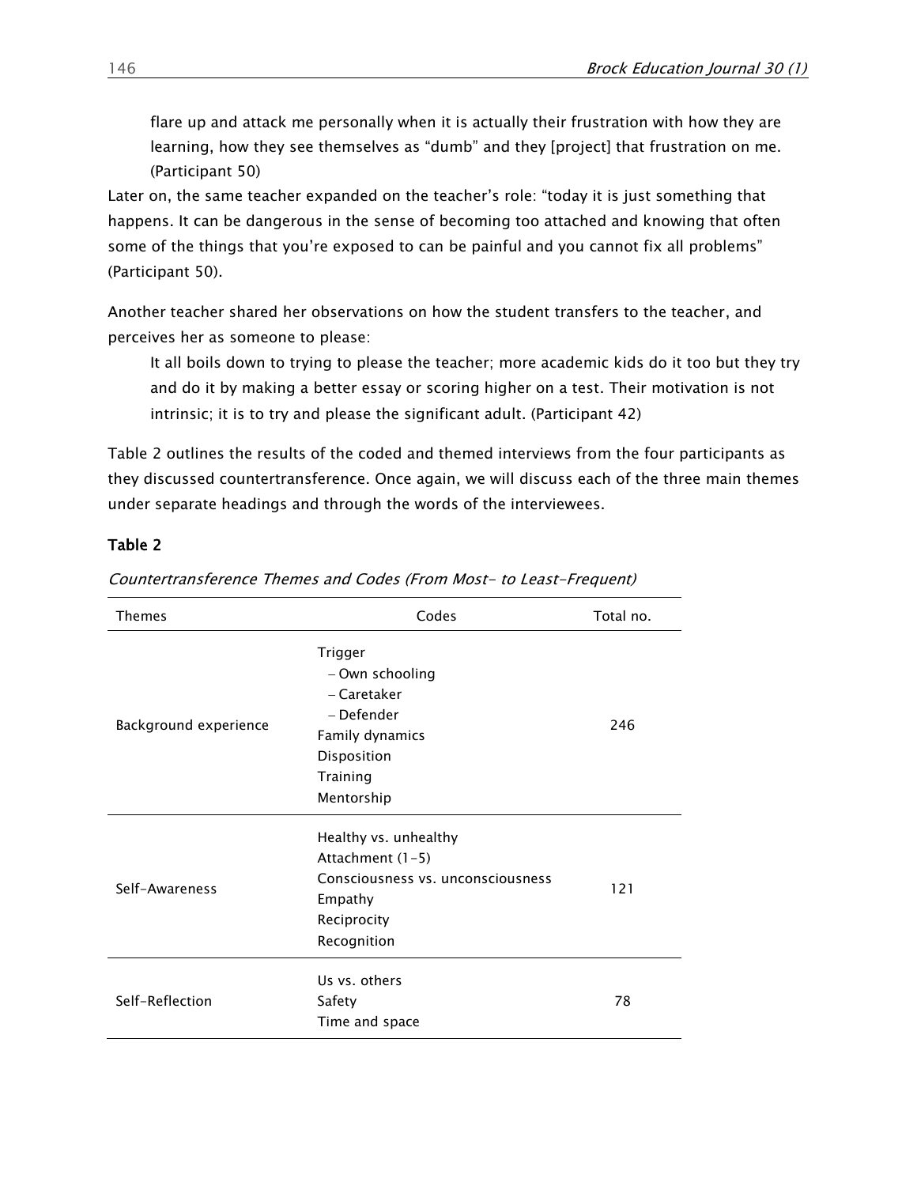> flare up and attack me personally when it is actually their frustration with how they are learning, how they see themselves as "dumb" and they [project] that frustration on me. (Participant 50)

Later on, the same teacher expanded on the teacher's role: "today it is just something that happens. It can be dangerous in the sense of becoming too attached and knowing that often some of the things that you're exposed to can be painful and you cannot fix all problems" (Participant 50).

Another teacher shared her observations on how the student transfers to the teacher, and perceives her as someone to please:

> It all boils down to trying to please the teacher; more academic kids do it too but they try and do it by making a better essay or scoring higher on a test. Their motivation is not intrinsic; it is to try and please the significant adult. (Participant 42)

Table 2 outlines the results of the coded and themed interviews from the four participants as they discussed countertransference. Once again, we will discuss each of the three main themes under separate headings and through the words of the interviewees.

**Table 2**

*Countertransference Themes and Codes (From Most- to Least-Frequent)*

| Themes | Codes | Total no. |
|---|---|---|
| Background experience | Trigger<br>– Own schooling<br>– Caretaker<br>– Defender<br>Family dynamics<br>Disposition<br>Training<br>Mentorship | 246 |
| Self-Awareness | Healthy vs. unhealthy<br>Attachment (1-5)<br>Consciousness vs. unconsciousness<br>Empathy<br>Reciprocity<br>Recognition | 121 |
| Self-Reflection | Us vs. others<br>Safety<br>Time and space | 78 |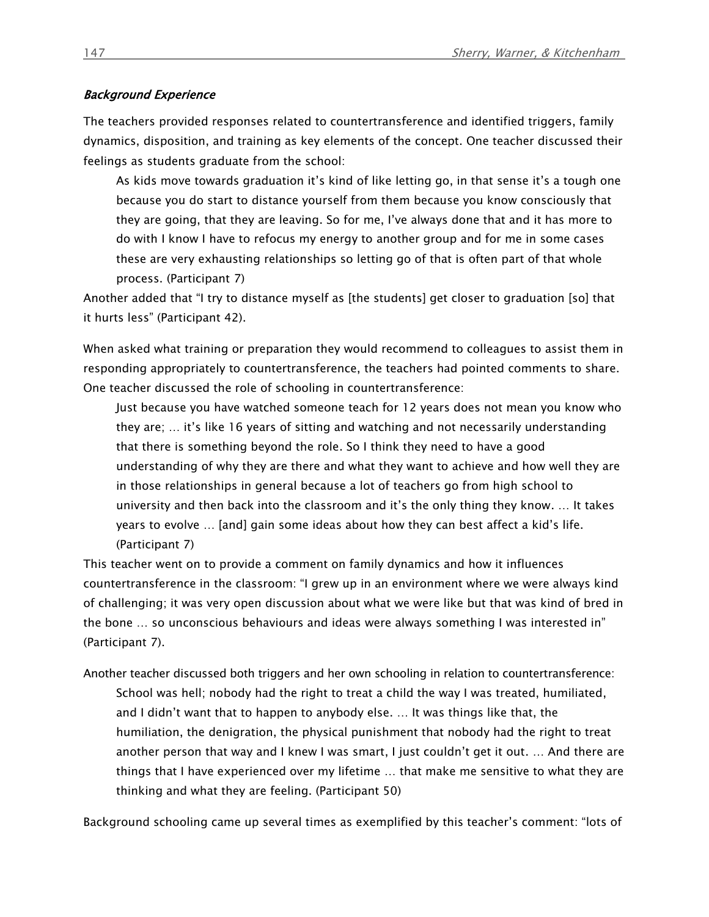### *Background Experience*

The teachers provided responses related to countertransference and identified triggers, family dynamics, disposition, and training as key elements of the concept. One teacher discussed their feelings as students graduate from the school:

> As kids move towards graduation it's kind of like letting go, in that sense it's a tough one because you do start to distance yourself from them because you know consciously that they are going, that they are leaving. So for me, I've always done that and it has more to do with I know I have to refocus my energy to another group and for me in some cases these are very exhausting relationships so letting go of that is often part of that whole process. (Participant 7)

Another added that "I try to distance myself as [the students] get closer to graduation [so] that it hurts less" (Participant 42).

When asked what training or preparation they would recommend to colleagues to assist them in responding appropriately to countertransference, the teachers had pointed comments to share. One teacher discussed the role of schooling in countertransference:

> Just because you have watched someone teach for 12 years does not mean you know who they are; … it's like 16 years of sitting and watching and not necessarily understanding that there is something beyond the role. So I think they need to have a good understanding of why they are there and what they want to achieve and how well they are in those relationships in general because a lot of teachers go from high school to university and then back into the classroom and it's the only thing they know. … It takes years to evolve … [and] gain some ideas about how they can best affect a kid's life. (Participant 7)

This teacher went on to provide a comment on family dynamics and how it influences countertransference in the classroom: "I grew up in an environment where we were always kind of challenging; it was very open discussion about what we were like but that was kind of bred in the bone … so unconscious behaviours and ideas were always something I was interested in" (Participant 7).

Another teacher discussed both triggers and her own schooling in relation to countertransference:

> School was hell; nobody had the right to treat a child the way I was treated, humiliated, and I didn't want that to happen to anybody else. … It was things like that, the humiliation, the denigration, the physical punishment that nobody had the right to treat another person that way and I knew I was smart, I just couldn't get it out. … And there are things that I have experienced over my lifetime … that make me sensitive to what they are thinking and what they are feeling. (Participant 50)

Background schooling came up several times as exemplified by this teacher's comment: "lots of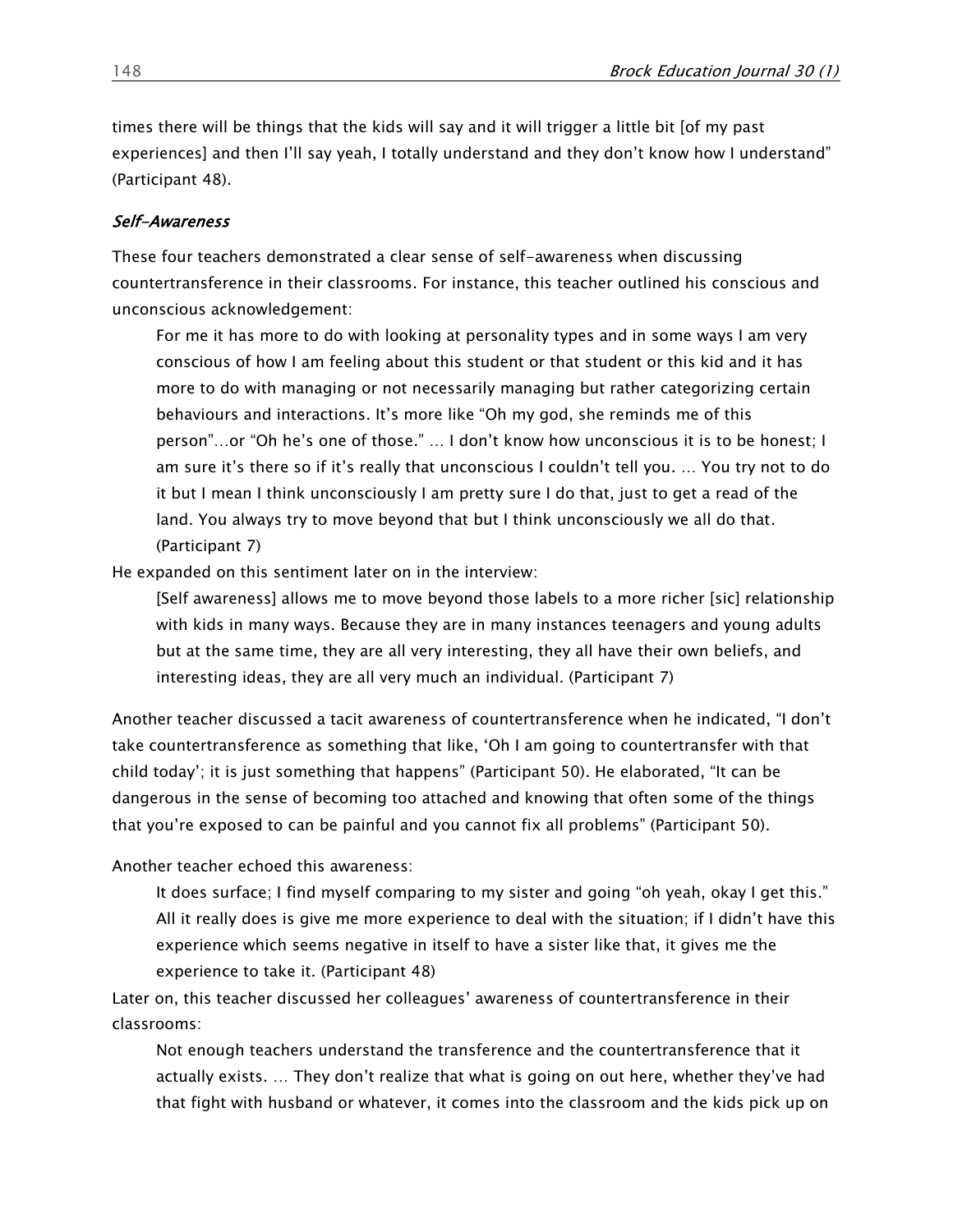times there will be things that the kids will say and it will trigger a little bit [of my past experiences] and then I'll say yeah, I totally understand and they don't know how I understand" (Participant 48).

### *Self-Awareness*

These four teachers demonstrated a clear sense of self-awareness when discussing countertransference in their classrooms. For instance, this teacher outlined his conscious and unconscious acknowledgement:

> For me it has more to do with looking at personality types and in some ways I am very conscious of how I am feeling about this student or that student or this kid and it has more to do with managing or not necessarily managing but rather categorizing certain behaviours and interactions. It's more like "Oh my god, she reminds me of this person"...or "Oh he's one of those." … I don't know how unconscious it is to be honest; I am sure it's there so if it's really that unconscious I couldn't tell you. … You try not to do it but I mean I think unconsciously I am pretty sure I do that, just to get a read of the land. You always try to move beyond that but I think unconsciously we all do that. (Participant 7)

He expanded on this sentiment later on in the interview:

> [Self awareness] allows me to move beyond those labels to a more richer [sic] relationship with kids in many ways. Because they are in many instances teenagers and young adults but at the same time, they are all very interesting, they all have their own beliefs, and interesting ideas, they are all very much an individual. (Participant 7)

Another teacher discussed a tacit awareness of countertransference when he indicated, "I don't take countertransference as something that like, 'Oh I am going to countertransfer with that child today'; it is just something that happens" (Participant 50). He elaborated, "It can be dangerous in the sense of becoming too attached and knowing that often some of the things that you're exposed to can be painful and you cannot fix all problems" (Participant 50).

Another teacher echoed this awareness:

> It does surface; I find myself comparing to my sister and going "oh yeah, okay I get this." All it really does is give me more experience to deal with the situation; if I didn't have this experience which seems negative in itself to have a sister like that, it gives me the experience to take it. (Participant 48)

Later on, this teacher discussed her colleagues' awareness of countertransference in their classrooms:

> Not enough teachers understand the transference and the countertransference that it actually exists. … They don't realize that what is going on out here, whether they've had that fight with husband or whatever, it comes into the classroom and the kids pick up on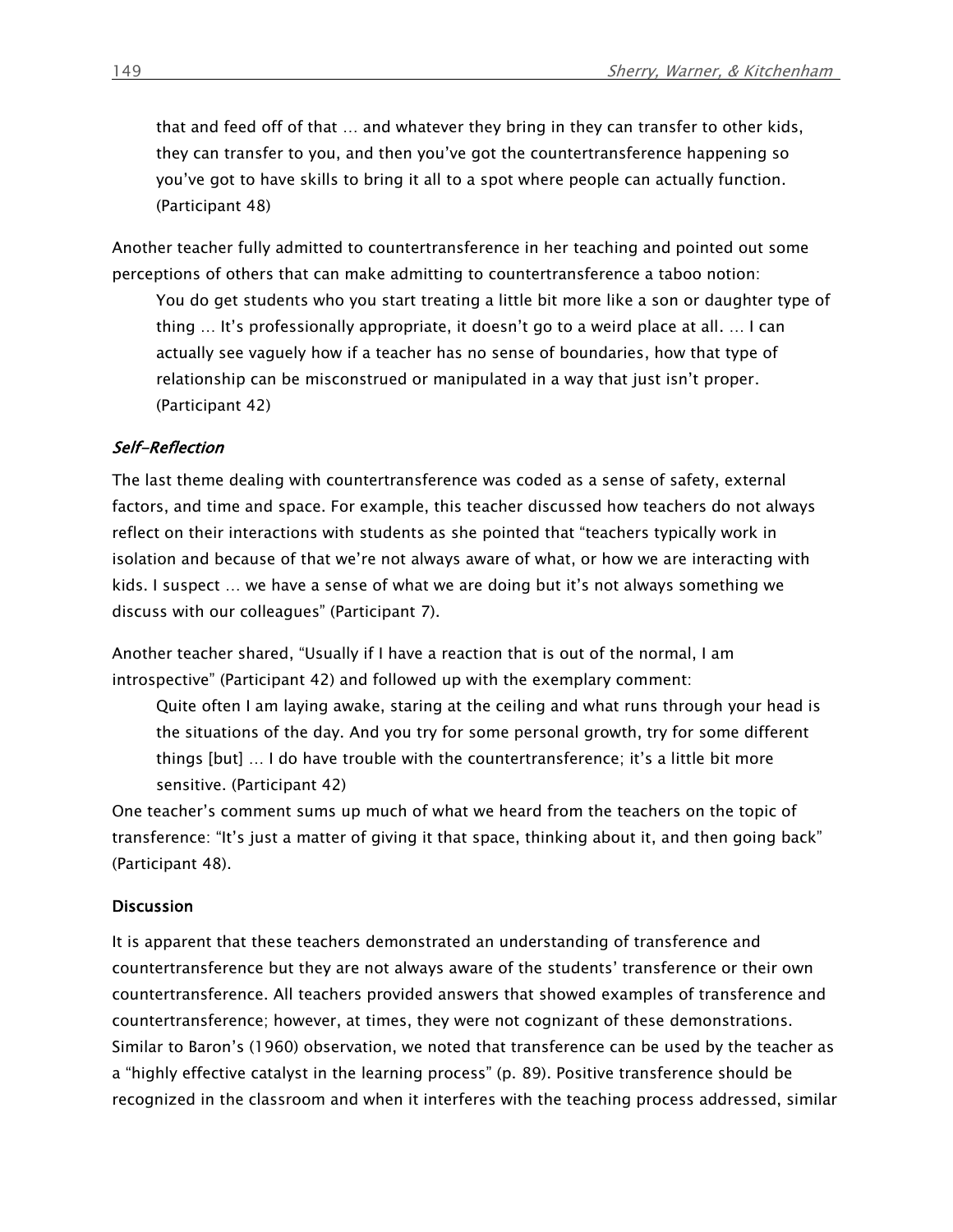> that and feed off of that … and whatever they bring in they can transfer to other kids, they can transfer to you, and then you've got the countertransference happening so you've got to have skills to bring it all to a spot where people can actually function. (Participant 48)

Another teacher fully admitted to countertransference in her teaching and pointed out some perceptions of others that can make admitting to countertransference a taboo notion:

> You do get students who you start treating a little bit more like a son or daughter type of thing … It's professionally appropriate, it doesn't go to a weird place at all. … I can actually see vaguely how if a teacher has no sense of boundaries, how that type of relationship can be misconstrued or manipulated in a way that just isn't proper. (Participant 42)

### *Self-Reflection*

The last theme dealing with countertransference was coded as a sense of safety, external factors, and time and space. For example, this teacher discussed how teachers do not always reflect on their interactions with students as she pointed that "teachers typically work in isolation and because of that we're not always aware of what, or how we are interacting with kids. I suspect … we have a sense of what we are doing but it's not always something we discuss with our colleagues" (Participant 7).

Another teacher shared, "Usually if I have a reaction that is out of the normal, I am introspective" (Participant 42) and followed up with the exemplary comment:

> Quite often I am laying awake, staring at the ceiling and what runs through your head is the situations of the day. And you try for some personal growth, try for some different things [but] … I do have trouble with the countertransference; it's a little bit more sensitive. (Participant 42)

One teacher's comment sums up much of what we heard from the teachers on the topic of transference: "It's just a matter of giving it that space, thinking about it, and then going back" (Participant 48).

### Discussion

It is apparent that these teachers demonstrated an understanding of transference and countertransference but they are not always aware of the students' transference or their own countertransference. All teachers provided answers that showed examples of transference and countertransference; however, at times, they were not cognizant of these demonstrations. Similar to Baron's (1960) observation, we noted that transference can be used by the teacher as a "highly effective catalyst in the learning process" (p. 89). Positive transference should be recognized in the classroom and when it interferes with the teaching process addressed, similar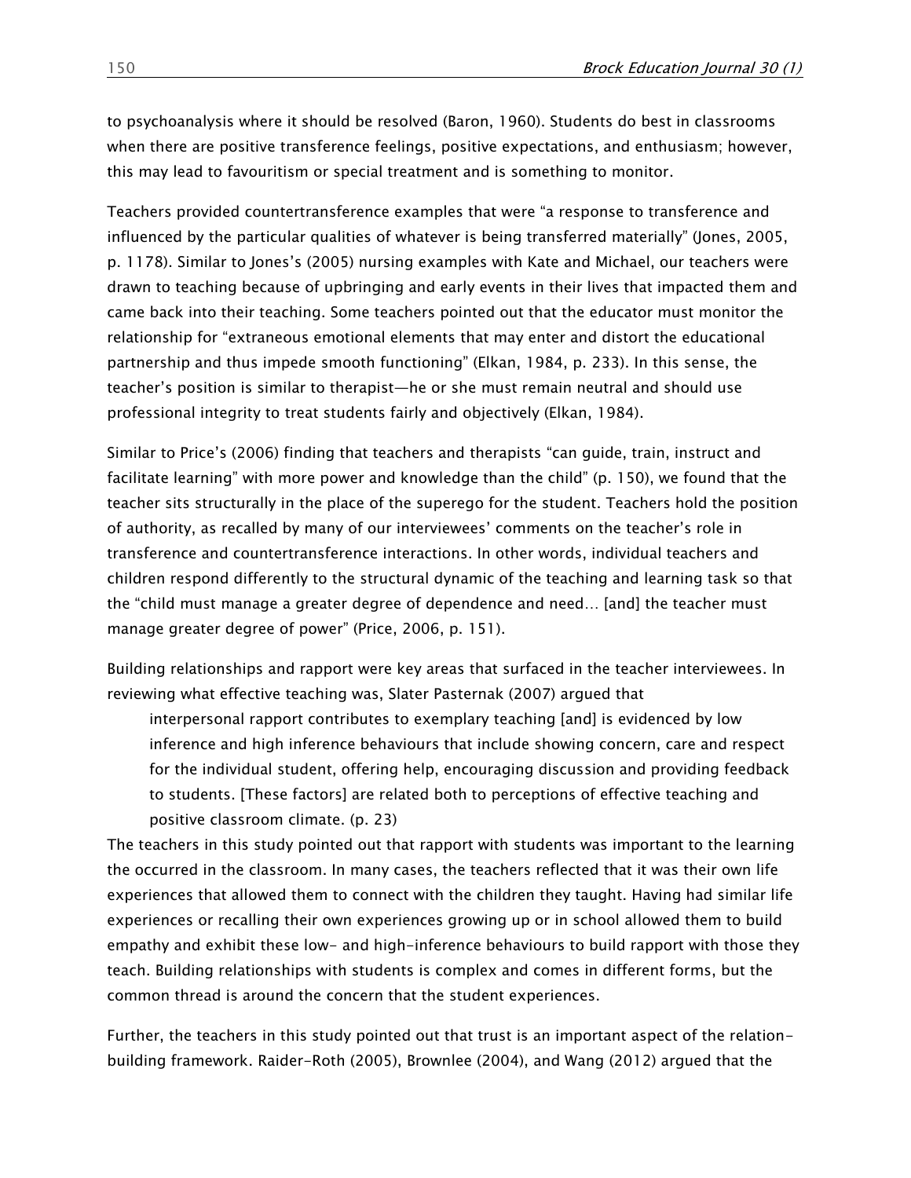to psychoanalysis where it should be resolved (Baron, 1960). Students do best in classrooms when there are positive transference feelings, positive expectations, and enthusiasm; however, this may lead to favouritism or special treatment and is something to monitor.

Teachers provided countertransference examples that were "a response to transference and influenced by the particular qualities of whatever is being transferred materially" (Jones, 2005, p. 1178). Similar to Jones's (2005) nursing examples with Kate and Michael, our teachers were drawn to teaching because of upbringing and early events in their lives that impacted them and came back into their teaching. Some teachers pointed out that the educator must monitor the relationship for "extraneous emotional elements that may enter and distort the educational partnership and thus impede smooth functioning" (Elkan, 1984, p. 233). In this sense, the teacher's position is similar to therapist—he or she must remain neutral and should use professional integrity to treat students fairly and objectively (Elkan, 1984).

Similar to Price's (2006) finding that teachers and therapists "can guide, train, instruct and facilitate learning" with more power and knowledge than the child" (p. 150), we found that the teacher sits structurally in the place of the superego for the student. Teachers hold the position of authority, as recalled by many of our interviewees' comments on the teacher's role in transference and countertransference interactions. In other words, individual teachers and children respond differently to the structural dynamic of the teaching and learning task so that the "child must manage a greater degree of dependence and need… [and] the teacher must manage greater degree of power" (Price, 2006, p. 151).

Building relationships and rapport were key areas that surfaced in the teacher interviewees. In reviewing what effective teaching was, Slater Pasternak (2007) argued that

> interpersonal rapport contributes to exemplary teaching [and] is evidenced by low inference and high inference behaviours that include showing concern, care and respect for the individual student, offering help, encouraging discussion and providing feedback to students. [These factors] are related both to perceptions of effective teaching and positive classroom climate. (p. 23)

The teachers in this study pointed out that rapport with students was important to the learning the occurred in the classroom. In many cases, the teachers reflected that it was their own life experiences that allowed them to connect with the children they taught. Having had similar life experiences or recalling their own experiences growing up or in school allowed them to build empathy and exhibit these low- and high-inference behaviours to build rapport with those they teach. Building relationships with students is complex and comes in different forms, but the common thread is around the concern that the student experiences.

Further, the teachers in this study pointed out that trust is an important aspect of the relation-building framework. Raider-Roth (2005), Brownlee (2004), and Wang (2012) argued that the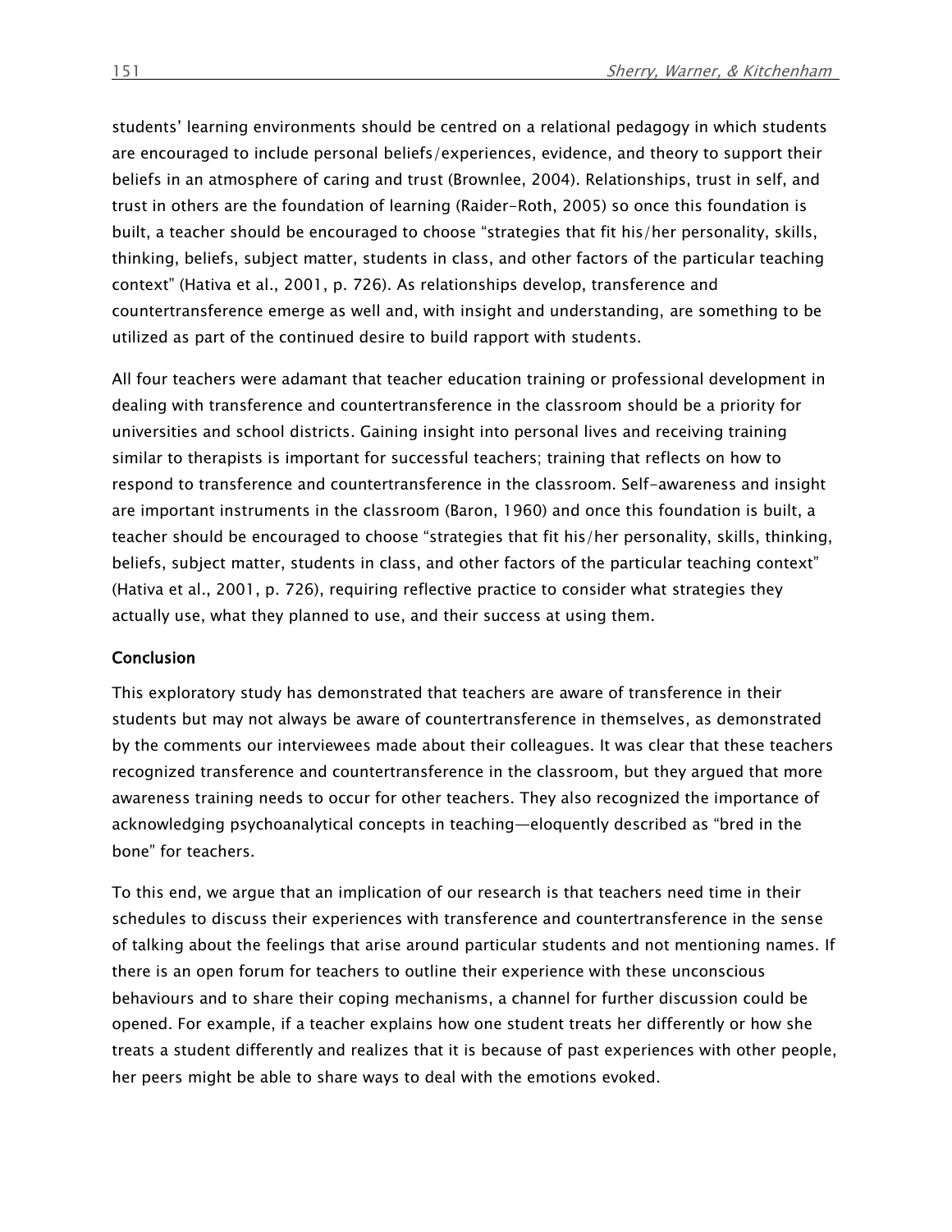students' learning environments should be centred on a relational pedagogy in which students are encouraged to include personal beliefs/experiences, evidence, and theory to support their beliefs in an atmosphere of caring and trust (Brownlee, 2004). Relationships, trust in self, and trust in others are the foundation of learning (Raider-Roth, 2005) so once this foundation is built, a teacher should be encouraged to choose "strategies that fit his/her personality, skills, thinking, beliefs, subject matter, students in class, and other factors of the particular teaching context" (Hativa et al., 2001, p. 726). As relationships develop, transference and countertransference emerge as well and, with insight and understanding, are something to be utilized as part of the continued desire to build rapport with students.

All four teachers were adamant that teacher education training or professional development in dealing with transference and countertransference in the classroom should be a priority for universities and school districts. Gaining insight into personal lives and receiving training similar to therapists is important for successful teachers; training that reflects on how to respond to transference and countertransference in the classroom. Self-awareness and insight are important instruments in the classroom (Baron, 1960) and once this foundation is built, a teacher should be encouraged to choose "strategies that fit his/her personality, skills, thinking, beliefs, subject matter, students in class, and other factors of the particular teaching context" (Hativa et al., 2001, p. 726), requiring reflective practice to consider what strategies they actually use, what they planned to use, and their success at using them.

## Conclusion

This exploratory study has demonstrated that teachers are aware of transference in their students but may not always be aware of countertransference in themselves, as demonstrated by the comments our interviewees made about their colleagues. It was clear that these teachers recognized transference and countertransference in the classroom, but they argued that more awareness training needs to occur for other teachers. They also recognized the importance of acknowledging psychoanalytical concepts in teaching—eloquently described as "bred in the bone" for teachers.

To this end, we argue that an implication of our research is that teachers need time in their schedules to discuss their experiences with transference and countertransference in the sense of talking about the feelings that arise around particular students and not mentioning names. If there is an open forum for teachers to outline their experience with these unconscious behaviours and to share their coping mechanisms, a channel for further discussion could be opened. For example, if a teacher explains how one student treats her differently or how she treats a student differently and realizes that it is because of past experiences with other people, her peers might be able to share ways to deal with the emotions evoked.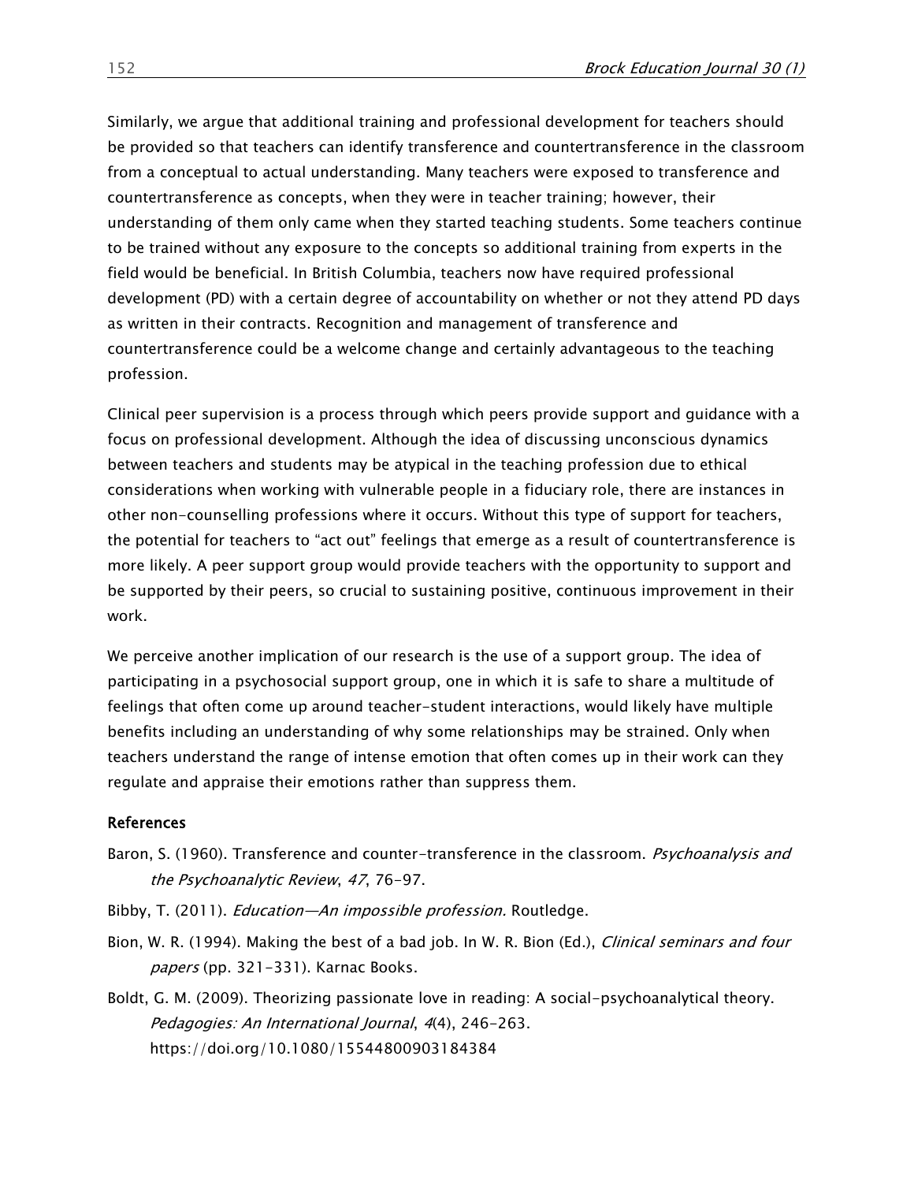Similarly, we argue that additional training and professional development for teachers should be provided so that teachers can identify transference and countertransference in the classroom from a conceptual to actual understanding. Many teachers were exposed to transference and countertransference as concepts, when they were in teacher training; however, their understanding of them only came when they started teaching students. Some teachers continue to be trained without any exposure to the concepts so additional training from experts in the field would be beneficial. In British Columbia, teachers now have required professional development (PD) with a certain degree of accountability on whether or not they attend PD days as written in their contracts. Recognition and management of transference and countertransference could be a welcome change and certainly advantageous to the teaching profession.

Clinical peer supervision is a process through which peers provide support and guidance with a focus on professional development. Although the idea of discussing unconscious dynamics between teachers and students may be atypical in the teaching profession due to ethical considerations when working with vulnerable people in a fiduciary role, there are instances in other non-counselling professions where it occurs. Without this type of support for teachers, the potential for teachers to "act out" feelings that emerge as a result of countertransference is more likely. A peer support group would provide teachers with the opportunity to support and be supported by their peers, so crucial to sustaining positive, continuous improvement in their work.

We perceive another implication of our research is the use of a support group. The idea of participating in a psychosocial support group, one in which it is safe to share a multitude of feelings that often come up around teacher-student interactions, would likely have multiple benefits including an understanding of why some relationships may be strained. Only when teachers understand the range of intense emotion that often comes up in their work can they regulate and appraise their emotions rather than suppress them.

## References

Baron, S. (1960). Transference and counter-transference in the classroom. *Psychoanalysis and the Psychoanalytic Review*, *47*, 76–97.

Bibby, T. (2011). *Education—An impossible profession.* Routledge.

Bion, W. R. (1994). Making the best of a bad job. In W. R. Bion (Ed.), *Clinical seminars and four papers* (pp. 321–331). Karnac Books.

Boldt, G. M. (2009). Theorizing passionate love in reading: A social-psychoanalytical theory. *Pedagogies: An International Journal*, *4*(4), 246–263. https://doi.org/10.1080/15544800903184384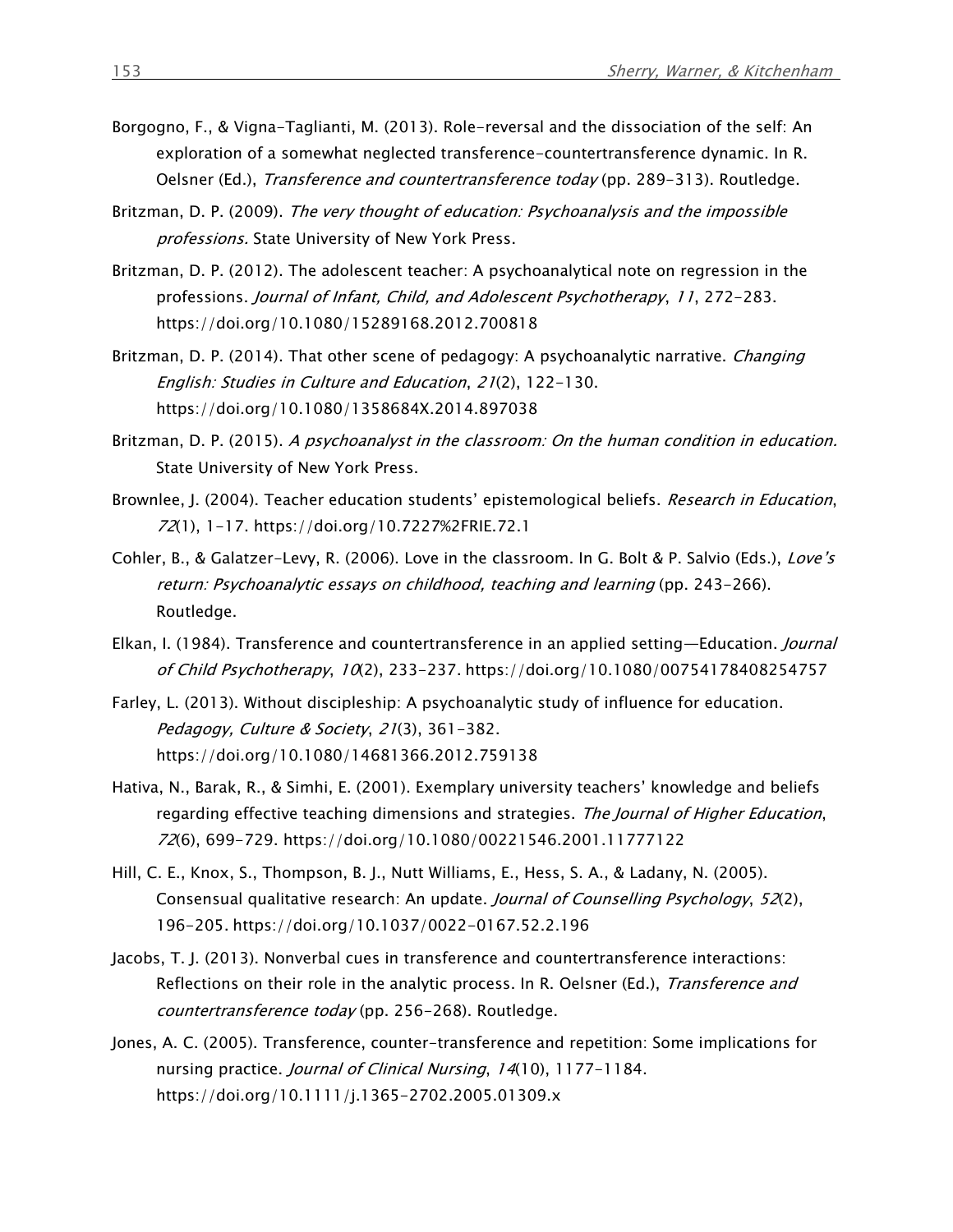Borgogno, F., & Vigna-Taglianti, M. (2013). Role-reversal and the dissociation of the self: An exploration of a somewhat neglected transference-countertransference dynamic. In R. Oelsner (Ed.), *Transference and countertransference today* (pp. 289–313). Routledge.

Britzman, D. P. (2009). *The very thought of education: Psychoanalysis and the impossible professions.* State University of New York Press.

Britzman, D. P. (2012). The adolescent teacher: A psychoanalytical note on regression in the professions. *Journal of Infant, Child, and Adolescent Psychotherapy*, *11*, 272–283. https://doi.org/10.1080/15289168.2012.700818

Britzman, D. P. (2014). That other scene of pedagogy: A psychoanalytic narrative. *Changing English: Studies in Culture and Education*, *21*(2), 122–130. https://doi.org/10.1080/1358684X.2014.897038

Britzman, D. P. (2015). *A psychoanalyst in the classroom: On the human condition in education.* State University of New York Press.

Brownlee, J. (2004). Teacher education students' epistemological beliefs. *Research in Education*, *72*(1), 1–17. https://doi.org/10.7227%2FRIE.72.1

Cohler, B., & Galatzer-Levy, R. (2006). Love in the classroom. In G. Bolt & P. Salvio (Eds.), *Love's return: Psychoanalytic essays on childhood, teaching and learning* (pp. 243–266). Routledge.

Elkan, I. (1984). Transference and countertransference in an applied setting—Education. *Journal of Child Psychotherapy*, *10*(2), 233–237. https://doi.org/10.1080/00754178408254757

Farley, L. (2013). Without discipleship: A psychoanalytic study of influence for education. *Pedagogy, Culture & Society*, *21*(3), 361–382. https://doi.org/10.1080/14681366.2012.759138

Hativa, N., Barak, R., & Simhi, E. (2001). Exemplary university teachers' knowledge and beliefs regarding effective teaching dimensions and strategies. *The Journal of Higher Education*, *72*(6), 699–729. https://doi.org/10.1080/00221546.2001.11777122

Hill, C. E., Knox, S., Thompson, B. J., Nutt Williams, E., Hess, S. A., & Ladany, N. (2005). Consensual qualitative research: An update. *Journal of Counselling Psychology*, *52*(2), 196–205. https://doi.org/10.1037/0022-0167.52.2.196

Jacobs, T. J. (2013). Nonverbal cues in transference and countertransference interactions: Reflections on their role in the analytic process. In R. Oelsner (Ed.), *Transference and countertransference today* (pp. 256–268). Routledge.

Jones, A. C. (2005). Transference, counter-transference and repetition: Some implications for nursing practice. *Journal of Clinical Nursing*, *14*(10), 1177–1184. https://doi.org/10.1111/j.1365-2702.2005.01309.x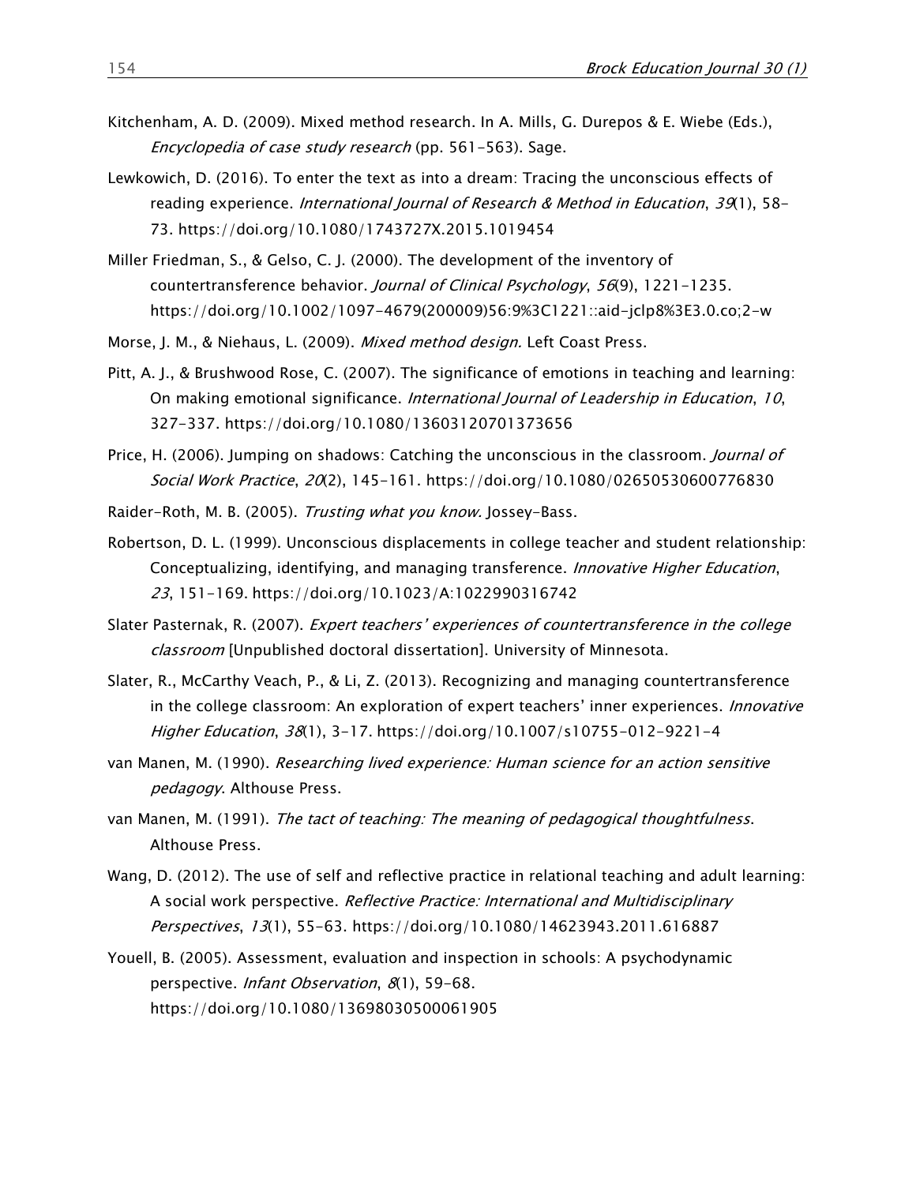Kitchenham, A. D. (2009). Mixed method research. In A. Mills, G. Durepos & E. Wiebe (Eds.), *Encyclopedia of case study research* (pp. 561–563). Sage.

Lewkowich, D. (2016). To enter the text as into a dream: Tracing the unconscious effects of reading experience. *International Journal of Research & Method in Education*, *39*(1), 58–73. https://doi.org/10.1080/1743727X.2015.1019454

Miller Friedman, S., & Gelso, C. J. (2000). The development of the inventory of countertransference behavior. *Journal of Clinical Psychology*, *56*(9), 1221–1235. https://doi.org/10.1002/1097-4679(200009)56:9%3C1221::aid-jclp8%3E3.0.co;2-w

Morse, J. M., & Niehaus, L. (2009). *Mixed method design.* Left Coast Press.

Pitt, A. J., & Brushwood Rose, C. (2007). The significance of emotions in teaching and learning: On making emotional significance. *International Journal of Leadership in Education*, *10*, 327–337. https://doi.org/10.1080/13603120701373656

Price, H. (2006). Jumping on shadows: Catching the unconscious in the classroom. *Journal of Social Work Practice*, *20*(2), 145–161. https://doi.org/10.1080/02650530600776830

Raider-Roth, M. B. (2005). *Trusting what you know.* Jossey-Bass.

Robertson, D. L. (1999). Unconscious displacements in college teacher and student relationship: Conceptualizing, identifying, and managing transference. *Innovative Higher Education*, *23*, 151–169. https://doi.org/10.1023/A:1022990316742

Slater Pasternak, R. (2007). *Expert teachers' experiences of countertransference in the college classroom* [Unpublished doctoral dissertation]. University of Minnesota.

Slater, R., McCarthy Veach, P., & Li, Z. (2013). Recognizing and managing countertransference in the college classroom: An exploration of expert teachers' inner experiences. *Innovative Higher Education*, *38*(1), 3–17. https://doi.org/10.1007/s10755-012-9221-4

van Manen, M. (1990). *Researching lived experience: Human science for an action sensitive pedagogy*. Althouse Press.

van Manen, M. (1991). *The tact of teaching: The meaning of pedagogical thoughtfulness*. Althouse Press.

Wang, D. (2012). The use of self and reflective practice in relational teaching and adult learning: A social work perspective. *Reflective Practice: International and Multidisciplinary Perspectives*, *13*(1), 55–63. https://doi.org/10.1080/14623943.2011.616887

Youell, B. (2005). Assessment, evaluation and inspection in schools: A psychodynamic perspective. *Infant Observation*, *8*(1), 59–68. https://doi.org/10.1080/13698030500061905